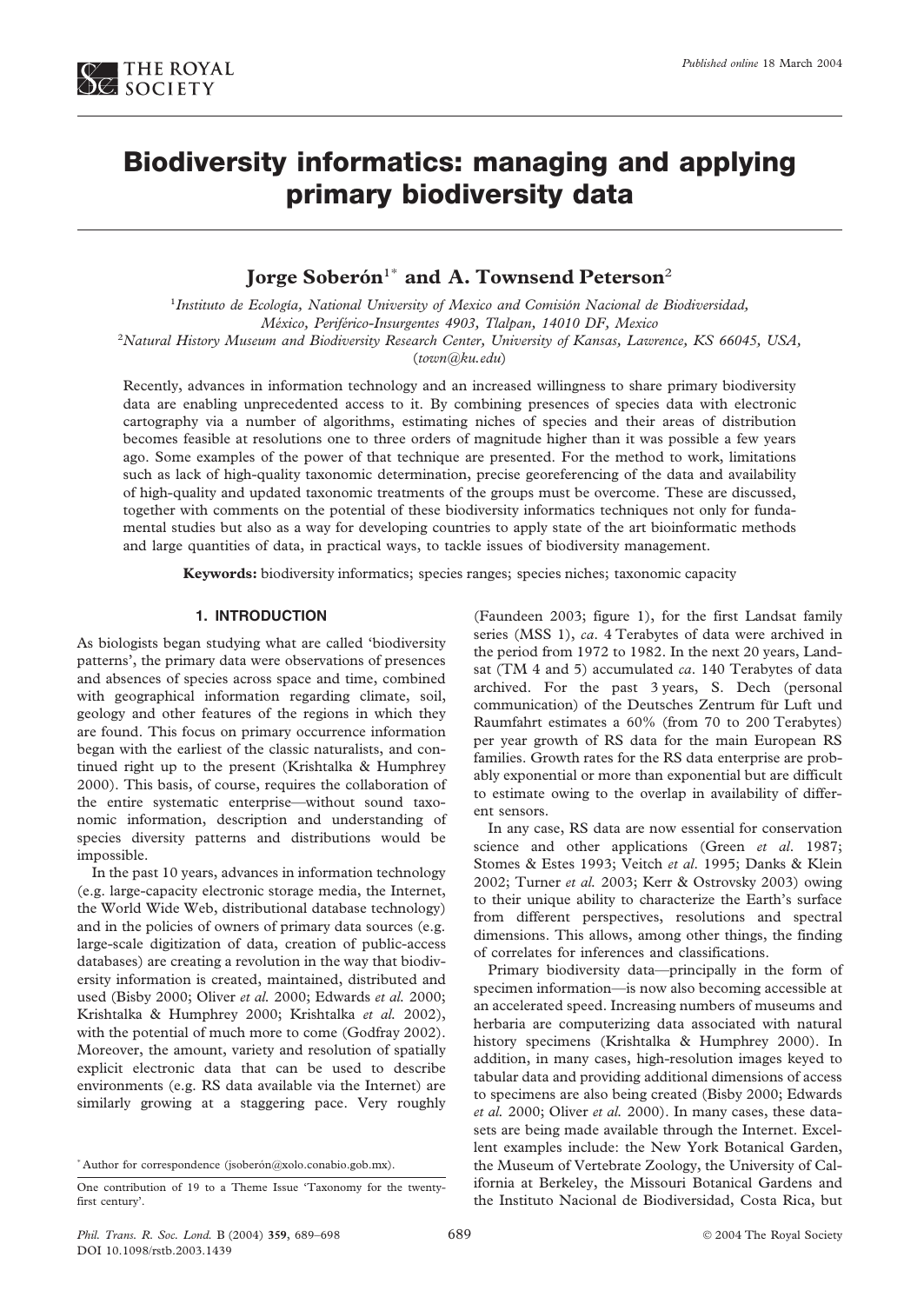# Biodiversity informatics: managing and applying primary biodiversity data

**Jorge Soberón[1*] and A. Townsend Peterson[2]**

[1]*Instituto de Ecología, National University of Mexico and Comisión Nacional de Biodiversidad, México, Periférico-Insurgentes 4903, Tlalpan, 14010 DF, Mexico*
[2]*Natural History Museum and Biodiversity Research Center, University of Kansas, Lawrence, KS 66045, USA,* (*town@ku.edu*)

Recently, advances in information technology and an increased willingness to share primary biodiversity data are enabling unprecedented access to it. By combining presences of species data with electronic cartography via a number of algorithms, estimating niches of species and their areas of distribution becomes feasible at resolutions one to three orders of magnitude higher than it was possible a few years ago. Some examples of the power of that technique are presented. For the method to work, limitations such as lack of high-quality taxonomic determination, precise georeferencing of the data and availability of high-quality and updated taxonomic treatments of the groups must be overcome. These are discussed, together with comments on the potential of these biodiversity informatics techniques not only for fundamental studies but also as a way for developing countries to apply state of the art bioinformatic methods and large quantities of data, in practical ways, to tackle issues of biodiversity management.

**Keywords:** biodiversity informatics; species ranges; species niches; taxonomic capacity

## 1. INTRODUCTION

As biologists began studying what are called 'biodiversity patterns', the primary data were observations of presences and absences of species across space and time, combined with geographical information regarding climate, soil, geology and other features of the regions in which they are found. This focus on primary occurrence information began with the earliest of the classic naturalists, and continued right up to the present (Krishtalka & Humphrey 2000). This basis, of course, requires the collaboration of the entire systematic enterprise—without sound taxonomic information, description and understanding of species diversity patterns and distributions would be impossible.

In the past 10 years, advances in information technology (e.g. large-capacity electronic storage media, the Internet, the World Wide Web, distributional database technology) and in the policies of owners of primary data sources (e.g. large-scale digitization of data, creation of public-access databases) are creating a revolution in the way that biodiversity information is created, maintained, distributed and used (Bisby 2000; Oliver *et al.* 2000; Edwards *et al.* 2000; Krishtalka & Humphrey 2000; Krishtalka *et al.* 2002), with the potential of much more to come (Godfray 2002). Moreover, the amount, variety and resolution of spatially explicit electronic data that can be used to describe environments (e.g. RS data available via the Internet) are similarly growing at a staggering pace. Very roughly (Faundeen 2003; figure 1), for the first Landsat family series (MSS 1), *ca*. 4 Terabytes of data were archived in the period from 1972 to 1982. In the next 20 years, Landsat (TM 4 and 5) accumulated *ca*. 140 Terabytes of data archived. For the past 3 years, S. Dech (personal communication) of the Deutsches Zentrum für Luft und Raumfahrt estimates a 60% (from 70 to 200 Terabytes) per year growth of RS data for the main European RS families. Growth rates for the RS data enterprise are probably exponential or more than exponential but are difficult to estimate owing to the overlap in availability of different sensors.

In any case, RS data are now essential for conservation science and other applications (Green *et al*. 1987; Stomes & Estes 1993; Veitch *et al*. 1995; Danks & Klein 2002; Turner *et al.* 2003; Kerr & Ostrovsky 2003) owing to their unique ability to characterize the Earth's surface from different perspectives, resolutions and spectral dimensions. This allows, among other things, the finding of correlates for inferences and classifications.

Primary biodiversity data—principally in the form of specimen information—is now also becoming accessible at an accelerated speed. Increasing numbers of museums and herbaria are computerizing data associated with natural history specimens (Krishtalka & Humphrey 2000). In addition, in many cases, high-resolution images keyed to tabular data and providing additional dimensions of access to specimens are also being created (Bisby 2000; Edwards *et al.* 2000; Oliver *et al.* 2000). In many cases, these datasets are being made available through the Internet. Excellent examples include: the New York Botanical Garden, the Museum of Vertebrate Zoology, the University of California at Berkeley, the Missouri Botanical Gardens and the Instituto Nacional de Biodiversidad, Costa Rica, but

\* Author for correspondence (jsoberón@xolo.conabio.gob.mx).

One contribution of 19 to a Theme Issue 'Taxonomy for the twenty-first century'.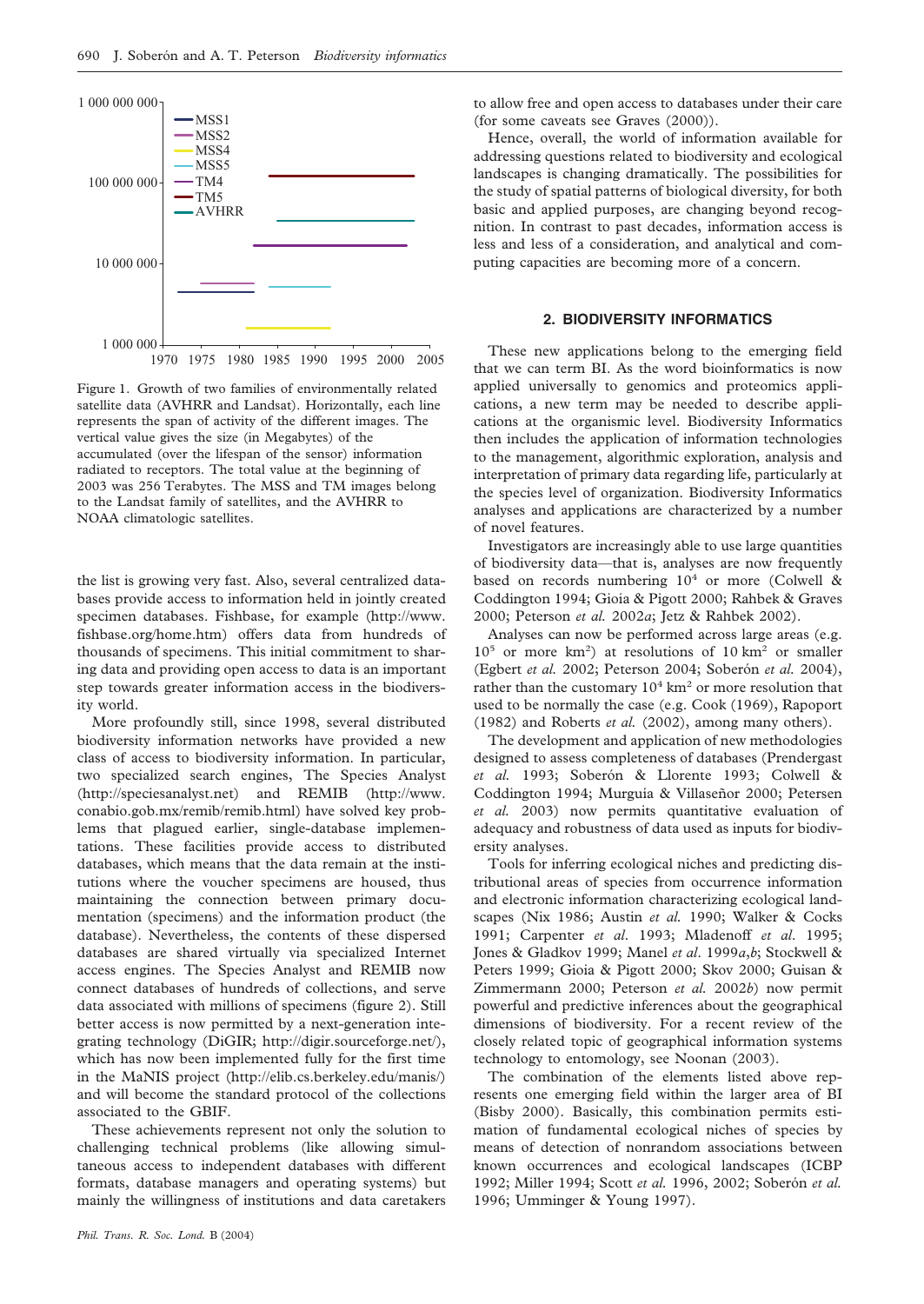Figure 1. Growth of two families of environmentally related satellite data (AVHRR and Landsat). Horizontally, each line represents the span of activity of the different images. The vertical value gives the size (in Megabytes) of the accumulated (over the lifespan of the sensor) information radiated to receptors. The total value at the beginning of 2003 was 256 Terabytes. The MSS and TM images belong to the Landsat family of satellites, and the AVHRR to NOAA climatologic satellites.

the list is growing very fast. Also, several centralized databases provide access to information held in jointly created specimen databases. Fishbase, for example (http://www.fishbase.org/home.htm) offers data from hundreds of thousands of specimens. This initial commitment to sharing data and providing open access to data is an important step towards greater information access in the biodiversity world.

More profoundly still, since 1998, several distributed biodiversity information networks have provided a new class of access to biodiversity information. In particular, two specialized search engines, The Species Analyst (http://speciesanalyst.net) and REMIB (http://www.conabio.gob.mx/remib/remib.html) have solved key problems that plagued earlier, single-database implementations. These facilities provide access to distributed databases, which means that the data remain at the institutions where the voucher specimens are housed, thus maintaining the connection between primary documentation (specimens) and the information product (the database). Nevertheless, the contents of these dispersed databases are shared virtually via specialized Internet access engines. The Species Analyst and REMIB now connect databases of hundreds of collections, and serve data associated with millions of specimens (figure 2). Still better access is now permitted by a next-generation integrating technology (DiGIR; http://digir.sourceforge.net/), which has now been implemented fully for the first time in the MaNIS project (http://elib.cs.berkeley.edu/manis/) and will become the standard protocol of the collections associated to the GBIF.

These achievements represent not only the solution to challenging technical problems (like allowing simultaneous access to independent databases with different formats, database managers and operating systems) but mainly the willingness of institutions and data caretakers to allow free and open access to databases under their care (for some caveats see Graves (2000)).

Hence, overall, the world of information available for addressing questions related to biodiversity and ecological landscapes is changing dramatically. The possibilities for the study of spatial patterns of biological diversity, for both basic and applied purposes, are changing beyond recognition. In contrast to past decades, information access is less and less of a consideration, and analytical and computing capacities are becoming more of a concern.

## 2. BIODIVERSITY INFORMATICS

These new applications belong to the emerging field that we can term BI. As the word bioinformatics is now applied universally to genomics and proteomics applications, a new term may be needed to describe applications at the organismic level. Biodiversity Informatics then includes the application of information technologies to the management, algorithmic exploration, analysis and interpretation of primary data regarding life, particularly at the species level of organization. Biodiversity Informatics analyses and applications are characterized by a number of novel features.

Investigators are increasingly able to use large quantities of biodiversity data—that is, analyses are now frequently based on records numbering $10^4$ or more (Colwell & Coddington 1994; Gioia & Pigott 2000; Rahbek & Graves 2000; Peterson *et al.* 2002*a*; Jetz & Rahbek 2002).

Analyses can now be performed across large areas (e.g. $10^5$ or more $km^2$) at resolutions of $10\ km^2$ or smaller (Egbert *et al.* 2002; Peterson 2004; Soberón *et al.* 2004), rather than the customary $10^4\ km^2$ or more resolution that used to be normally the case (e.g. Cook (1969), Rapoport (1982) and Roberts *et al.* (2002), among many others).

The development and application of new methodologies designed to assess completeness of databases (Prendergast *et al.* 1993; Soberón & Llorente 1993; Colwell & Coddington 1994; Murguía & Villaseñor 2000; Petersen *et al.* 2003) now permits quantitative evaluation of adequacy and robustness of data used as inputs for biodiversity analyses.

Tools for inferring ecological niches and predicting distributional areas of species from occurrence information and electronic information characterizing ecological landscapes (Nix 1986; Austin *et al.* 1990; Walker & Cocks 1991; Carpenter *et al.* 1993; Mladenoff *et al.* 1995; Jones & Gladkov 1999; Manel *et al.* 1999*a*,*b*; Stockwell & Peters 1999; Gioia & Pigott 2000; Skov 2000; Guisan & Zimmermann 2000; Peterson *et al.* 2002*b*) now permit powerful and predictive inferences about the geographical dimensions of biodiversity. For a recent review of the closely related topic of geographical information systems technology to entomology, see Noonan (2003).

The combination of the elements listed above represents one emerging field within the larger area of BI (Bisby 2000). Basically, this combination permits estimation of fundamental ecological niches of species by means of detection of nonrandom associations between known occurrences and ecological landscapes (ICBP 1992; Miller 1994; Scott *et al.* 1996, 2002; Soberón *et al.* 1996; Umminger & Young 1997).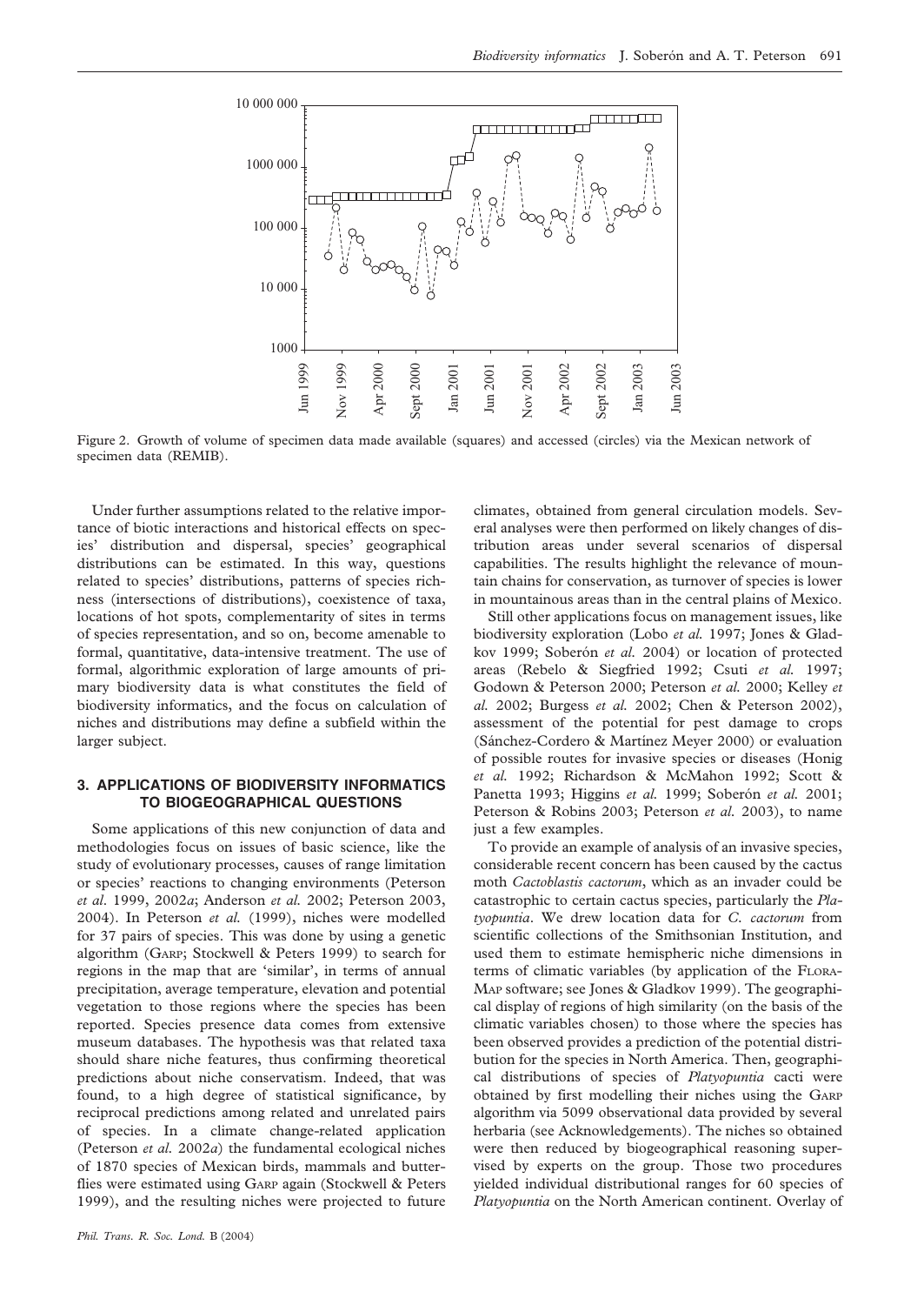Figure 2. Growth of volume of specimen data made available (squares) and accessed (circles) via the Mexican network of specimen data (REMIB).

Under further assumptions related to the relative importance of biotic interactions and historical effects on species' distribution and dispersal, species' geographical distributions can be estimated. In this way, questions related to species' distributions, patterns of species richness (intersections of distributions), coexistence of taxa, locations of hot spots, complementarity of sites in terms of species representation, and so on, become amenable to formal, quantitative, data-intensive treatment. The use of formal, algorithmic exploration of large amounts of primary biodiversity data is what constitutes the field of biodiversity informatics, and the focus on calculation of niches and distributions may define a subfield within the larger subject.

## 3. APPLICATIONS OF BIODIVERSITY INFORMATICS TO BIOGEOGRAPHICAL QUESTIONS

Some applications of this new conjunction of data and methodologies focus on issues of basic science, like the study of evolutionary processes, causes of range limitation or species' reactions to changing environments (Peterson *et al*. 1999, 2002*a*; Anderson *et al.* 2002; Peterson 2003, 2004). In Peterson *et al.* (1999), niches were modelled for 37 pairs of species. This was done by using a genetic algorithm (GARP; Stockwell & Peters 1999) to search for regions in the map that are 'similar', in terms of annual precipitation, average temperature, elevation and potential vegetation to those regions where the species has been reported. Species presence data comes from extensive museum databases. The hypothesis was that related taxa should share niche features, thus confirming theoretical predictions about niche conservatism. Indeed, that was found, to a high degree of statistical significance, by reciprocal predictions among related and unrelated pairs of species. In a climate change-related application (Peterson *et al*. 2002*a*) the fundamental ecological niches of 1870 species of Mexican birds, mammals and butterflies were estimated using GARP again (Stockwell & Peters 1999), and the resulting niches were projected to future climates, obtained from general circulation models. Several analyses were then performed on likely changes of distribution areas under several scenarios of dispersal capabilities. The results highlight the relevance of mountain chains for conservation, as turnover of species is lower in mountainous areas than in the central plains of Mexico.

Still other applications focus on management issues, like biodiversity exploration (Lobo *et al.* 1997; Jones & Gladkov 1999; Soberón *et al.* 2004) or location of protected areas (Rebelo & Siegfried 1992; Csuti *et al.* 1997; Godown & Peterson 2000; Peterson *et al.* 2000; Kelley *et al.* 2002; Burgess *et al.* 2002; Chen & Peterson 2002), assessment of the potential for pest damage to crops (Sánchez-Cordero & Martínez Meyer 2000) or evaluation of possible routes for invasive species or diseases (Honig *et al.* 1992; Richardson & McMahon 1992; Scott & Panetta 1993; Higgins *et al.* 1999; Soberón *et al.* 2001; Peterson & Robins 2003; Peterson *et al.* 2003), to name just a few examples.

To provide an example of analysis of an invasive species, considerable recent concern has been caused by the cactus moth *Cactoblastis cactorum*, which as an invader could be catastrophic to certain cactus species, particularly the *Platyopuntia*. We drew location data for *C. cactorum* from scientific collections of the Smithsonian Institution, and used them to estimate hemispheric niche dimensions in terms of climatic variables (by application of the FLORAMAP software; see Jones & Gladkov 1999). The geographical display of regions of high similarity (on the basis of the climatic variables chosen) to those where the species has been observed provides a prediction of the potential distribution for the species in North America. Then, geographical distributions of species of *Platyopuntia* cacti were obtained by first modelling their niches using the GARP algorithm via 5099 observational data provided by several herbaria (see Acknowledgements). The niches so obtained were then reduced by biogeographical reasoning supervised by experts on the group. Those two procedures yielded individual distributional ranges for 60 species of *Platyopuntia* on the North American continent. Overlay of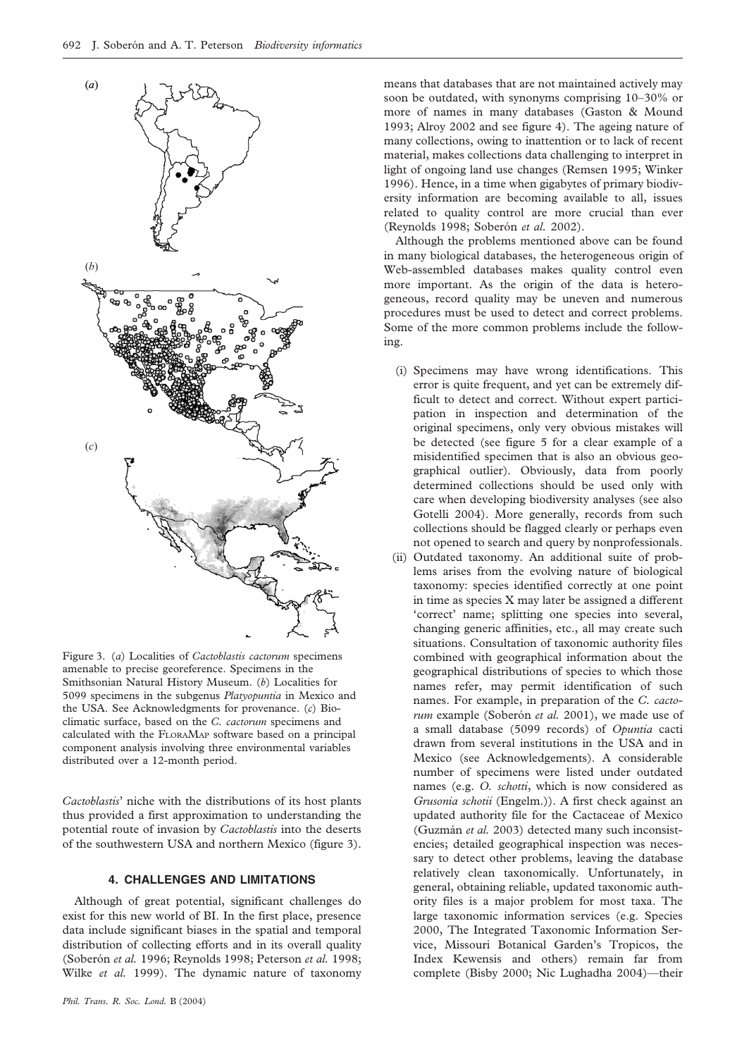Figure 3. (*a*) Localities of *Cactoblastis cactorum* specimens amenable to precise georeference. Specimens in the Smithsonian Natural History Museum. (*b*) Localities for 5099 specimens in the subgenus *Platyopuntia* in Mexico and the USA. See Acknowledgments for provenance. (*c*) Bioclimatic surface, based on the *C. cactorum* specimens and calculated with the FloraMap software based on a principal component analysis involving three environmental variables distributed over a 12-month period.

*Cactoblastis*' niche with the distributions of its host plants thus provided a first approximation to understanding the potential route of invasion by *Cactoblastis* into the deserts of the southwestern USA and northern Mexico (figure 3).

## 4. CHALLENGES AND LIMITATIONS

Although of great potential, significant challenges do exist for this new world of BI. In the first place, presence data include significant biases in the spatial and temporal distribution of collecting efforts and in its overall quality (Soberón *et al.* 1996; Reynolds 1998; Peterson *et al.* 1998; Wilke *et al.* 1999). The dynamic nature of taxonomy means that databases that are not maintained actively may soon be outdated, with synonyms comprising 10–30% or more of names in many databases (Gaston & Mound 1993; Alroy 2002 and see figure 4). The ageing nature of many collections, owing to inattention or to lack of recent material, makes collections data challenging to interpret in light of ongoing land use changes (Remsen 1995; Winker 1996). Hence, in a time when gigabytes of primary biodiversity information are becoming available to all, issues related to quality control are more crucial than ever (Reynolds 1998; Soberón *et al.* 2002).

Although the problems mentioned above can be found in many biological databases, the heterogeneous origin of Web-assembled databases makes quality control even more important. As the origin of the data is heterogeneous, record quality may be uneven and numerous procedures must be used to detect and correct problems. Some of the more common problems include the following.

(i) Specimens may have wrong identifications. This error is quite frequent, and yet can be extremely difficult to detect and correct. Without expert participation in inspection and determination of the original specimens, only very obvious mistakes will be detected (see figure 5 for a clear example of a misidentified specimen that is also an obvious geographical outlier). Obviously, data from poorly determined collections should be used only with care when developing biodiversity analyses (see also Gotelli 2004). More generally, records from such collections should be flagged clearly or perhaps even not opened to search and query by nonprofessionals.

(ii) Outdated taxonomy. An additional suite of problems arises from the evolving nature of biological taxonomy: species identified correctly at one point in time as species X may later be assigned a different 'correct' name; splitting one species into several, changing generic affinities, etc., all may create such situations. Consultation of taxonomic authority files combined with geographical information about the geographical distributions of species to which those names refer, may permit identification of such names. For example, in preparation of the *C. cactorum* example (Soberón *et al.* 2001), we made use of a small database (5099 records) of *Opuntia* cacti drawn from several institutions in the USA and in Mexico (see Acknowledgements). A considerable number of specimens were listed under outdated names (e.g. *O. schotti*, which is now considered as *Grusonia schotii* (Engelm.)). A first check against an updated authority file for the Cactaceae of Mexico (Guzmán *et al.* 2003) detected many such inconsistencies; detailed geographical inspection was necessary to detect other problems, leaving the database relatively clean taxonomically. Unfortunately, in general, obtaining reliable, updated taxonomic authority files is a major problem for most taxa. The large taxonomic information services (e.g. Species 2000, The Integrated Taxonomic Information Service, Missouri Botanical Garden's Tropicos, the Index Kewensis and others) remain far from complete (Bisby 2000; Nic Lughadha 2004)—their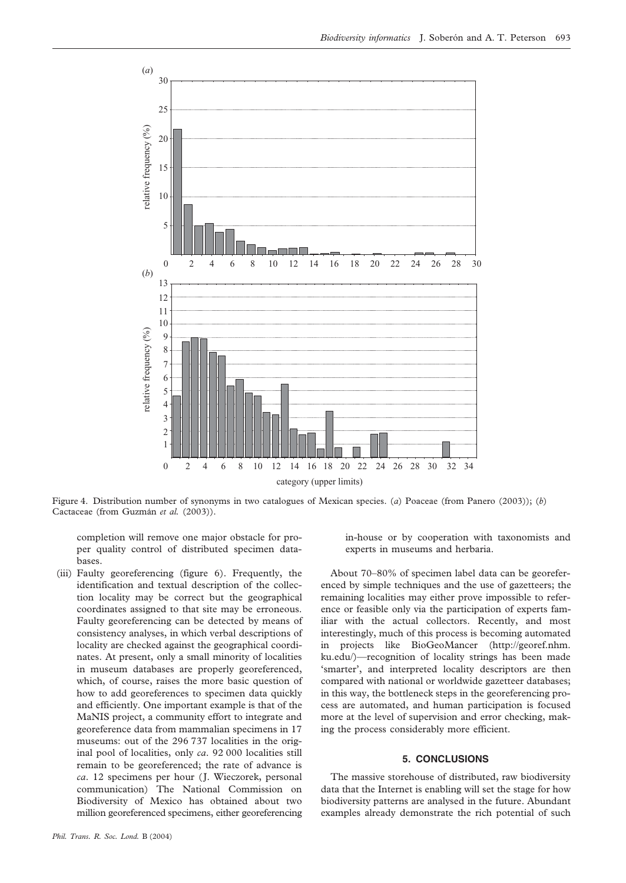Figure 4. Distribution number of synonyms in two catalogues of Mexican species. (*a*) Poaceae (from Panero (2003)); (*b*) Cactaceae (from Guzmán *et al.* (2003)).

completion will remove one major obstacle for proper quality control of distributed specimen databases.

(iii) Faulty georeferencing (figure 6). Frequently, the identification and textual description of the collection locality may be correct but the geographical coordinates assigned to that site may be erroneous. Faulty georeferencing can be detected by means of consistency analyses, in which verbal descriptions of locality are checked against the geographical coordinates. At present, only a small minority of localities in museum databases are properly georeferenced, which, of course, raises the more basic question of how to add georeferences to specimen data quickly and efficiently. One important example is that of the MaNIS project, a community effort to integrate and georeference data from mammalian specimens in 17 museums: out of the 296 737 localities in the original pool of localities, only *ca*. 92 000 localities still remain to be georeferenced; the rate of advance is *ca*. 12 specimens per hour (J. Wieczorek, personal communication) The National Commission on Biodiversity of Mexico has obtained about two million georeferenced specimens, either georeferencing in-house or by cooperation with taxonomists and experts in museums and herbaria.

About 70–80% of specimen label data can be georeferenced by simple techniques and the use of gazetteers; the remaining localities may either prove impossible to reference or feasible only via the participation of experts familiar with the actual collectors. Recently, and most interestingly, much of this process is becoming automated in projects like BioGeoMancer (http://georef.nhm.ku.edu/)—recognition of locality strings has been made 'smarter', and interpreted locality descriptors are then compared with national or worldwide gazetteer databases; in this way, the bottleneck steps in the georeferencing process are automated, and human participation is focused more at the level of supervision and error checking, making the process considerably more efficient.

## 5. CONCLUSIONS

The massive storehouse of distributed, raw biodiversity data that the Internet is enabling will set the stage for how biodiversity patterns are analysed in the future. Abundant examples already demonstrate the rich potential of such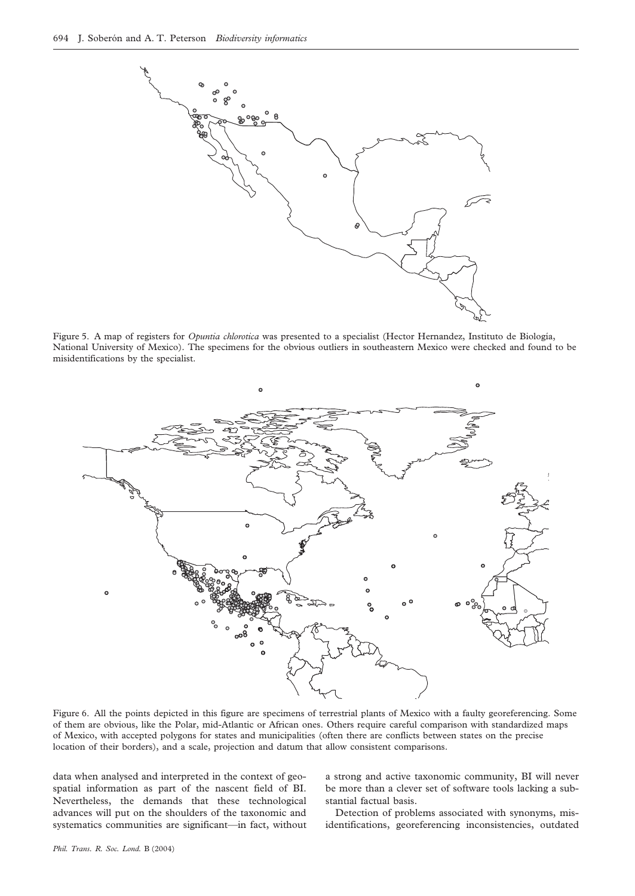Figure 5. A map of registers for *Opuntia chlorotica* was presented to a specialist (Hector Hernandez, Instituto de Biología, National University of Mexico). The specimens for the obvious outliers in southeastern Mexico were checked and found to be misidentifications by the specialist.

Figure 6. All the points depicted in this figure are specimens of terrestrial plants of Mexico with a faulty georeferencing. Some of them are obvious, like the Polar, mid-Atlantic or African ones. Others require careful comparison with standardized maps of Mexico, with accepted polygons for states and municipalities (often there are conflicts between states on the precise location of their borders), and a scale, projection and datum that allow consistent comparisons.

data when analysed and interpreted in the context of geospatial information as part of the nascent field of BI. Nevertheless, the demands that these technological advances will put on the shoulders of the taxonomic and systematics communities are significant—in fact, without a strong and active taxonomic community, BI will never be more than a clever set of software tools lacking a substantial factual basis.

Detection of problems associated with synonyms, misidentifications, georeferencing inconsistencies, outdated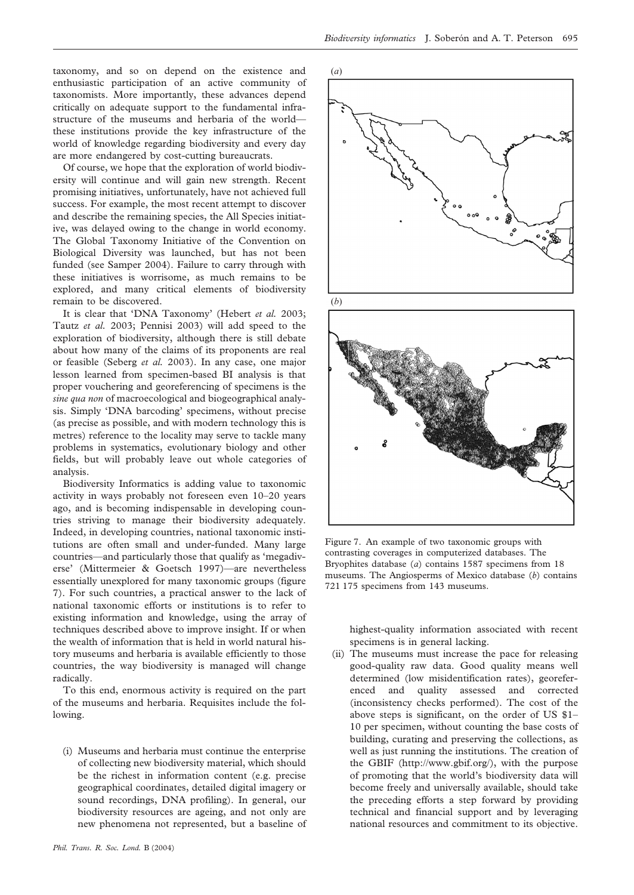taxonomy, and so on depend on the existence and enthusiastic participation of an active community of taxonomists. More importantly, these advances depend critically on adequate support to the fundamental infrastructure of the museums and herbaria of the world—these institutions provide the key infrastructure of the world of knowledge regarding biodiversity and every day are more endangered by cost-cutting bureaucrats.

Of course, we hope that the exploration of world biodiversity will continue and will gain new strength. Recent promising initiatives, unfortunately, have not achieved full success. For example, the most recent attempt to discover and describe the remaining species, the All Species initiative, was delayed owing to the change in world economy. The Global Taxonomy Initiative of the Convention on Biological Diversity was launched, but has not been funded (see Samper 2004). Failure to carry through with these initiatives is worrisome, as much remains to be explored, and many critical elements of biodiversity remain to be discovered.

It is clear that 'DNA Taxonomy' (Hebert *et al.* 2003; Tautz *et al.* 2003; Pennisi 2003) will add speed to the exploration of biodiversity, although there is still debate about how many of the claims of its proponents are real or feasible (Seberg *et al.* 2003). In any case, one major lesson learned from specimen-based BI analysis is that proper vouchering and georeferencing of specimens is the *sine qua non* of macroecological and biogeographical analysis. Simply 'DNA barcoding' specimens, without precise (as precise as possible, and with modern technology this is metres) reference to the locality may serve to tackle many problems in systematics, evolutionary biology and other fields, but will probably leave out whole categories of analysis.

Biodiversity Informatics is adding value to taxonomic activity in ways probably not foreseen even 10–20 years ago, and is becoming indispensable in developing countries striving to manage their biodiversity adequately. Indeed, in developing countries, national taxonomic institutions are often small and under-funded. Many large countries—and particularly those that qualify as 'megadiverse' (Mittermeier & Goetsch 1997)—are nevertheless essentially unexplored for many taxonomic groups (figure 7). For such countries, a practical answer to the lack of national taxonomic efforts or institutions is to refer to existing information and knowledge, using the array of techniques described above to improve insight. If or when the wealth of information that is held in world natural history museums and herbaria is available efficiently to those countries, the way biodiversity is managed will change radically.

To this end, enormous activity is required on the part of the museums and herbaria. Requisites include the following.

(i) Museums and herbaria must continue the enterprise of collecting new biodiversity material, which should be the richest in information content (e.g. precise geographical coordinates, detailed digital imagery or sound recordings, DNA profiling). In general, our biodiversity resources are ageing, and not only are new phenomena not represented, but a baseline of highest-quality information associated with recent specimens is in general lacking.

(ii) The museums must increase the pace for releasing good-quality raw data. Good quality means well determined (low misidentification rates), georeferenced and quality assessed and corrected (inconsistency checks performed). The cost of the above steps is significant, on the order of US $1–10 per specimen, without counting the base costs of building, curating and preserving the collections, as well as just running the institutions. The creation of the GBIF (http://www.gbif.org/), with the purpose of promoting that the world's biodiversity data will become freely and universally available, should take the preceding efforts a step forward by providing technical and financial support and by leveraging national resources and commitment to its objective.

(*a*)

(*b*)

Figure 7. An example of two taxonomic groups with contrasting coverages in computerized databases. The Bryophites database (*a*) contains 1587 specimens from 18 museums. The Angiosperms of Mexico database (*b*) contains 721 175 specimens from 143 museums.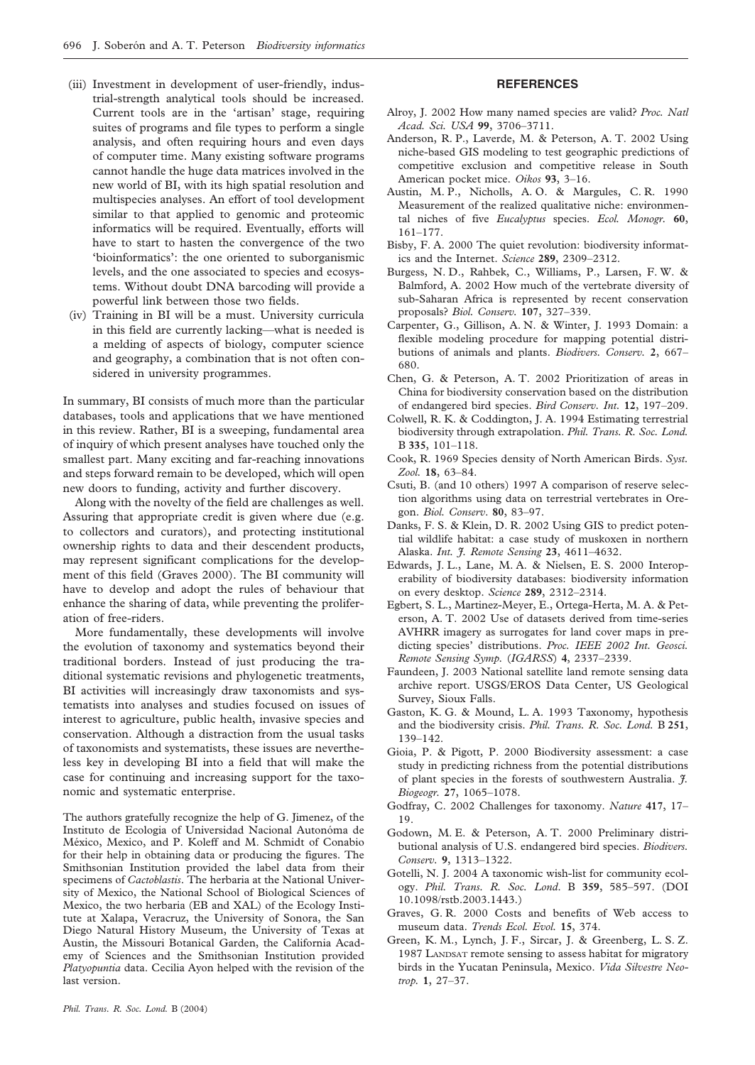- (iii) Investment in development of user-friendly, industrial-strength analytical tools should be increased. Current tools are in the 'artisan' stage, requiring suites of programs and file types to perform a single analysis, and often requiring hours and even days of computer time. Many existing software programs cannot handle the huge data matrices involved in the new world of BI, with its high spatial resolution and multispecies analyses. An effort of tool development similar to that applied to genomic and proteomic informatics will be required. Eventually, efforts will have to start to hasten the convergence of the two 'bioinformatics': the one oriented to suborganismic levels, and the one associated to species and ecosystems. Without doubt DNA barcoding will provide a powerful link between those two fields.
- (iv) Training in BI will be a must. University curricula in this field are currently lacking—what is needed is a melding of aspects of biology, computer science and geography, a combination that is not often considered in university programmes.

In summary, BI consists of much more than the particular databases, tools and applications that we have mentioned in this review. Rather, BI is a sweeping, fundamental area of inquiry of which present analyses have touched only the smallest part. Many exciting and far-reaching innovations and steps forward remain to be developed, which will open new doors to funding, activity and further discovery.

Along with the novelty of the field are challenges as well. Assuring that appropriate credit is given where due (e.g. to collectors and curators), and protecting institutional ownership rights to data and their descendent products, may represent significant complications for the development of this field (Graves 2000). The BI community will have to develop and adopt the rules of behaviour that enhance the sharing of data, while preventing the proliferation of free-riders.

More fundamentally, these developments will involve the evolution of taxonomy and systematics beyond their traditional borders. Instead of just producing the traditional systematic revisions and phylogenetic treatments, BI activities will increasingly draw taxonomists and systematists into analyses and studies focused on issues of interest to agriculture, public health, invasive species and conservation. Although a distraction from the usual tasks of taxonomists and systematists, these issues are nevertheless key in developing BI into a field that will make the case for continuing and increasing support for the taxonomic and systematic enterprise.

The authors gratefully recognize the help of G. Jimenez, of the Instituto de Ecologia of Universidad Nacional Autonóma de México, Mexico, and P. Koleff and M. Schmidt of Conabio for their help in obtaining data or producing the figures. The Smithsonian Institution provided the label data from their specimens of *Cactoblastis*. The herbaria at the National University of Mexico, the National School of Biological Sciences of Mexico, the two herbaria (EB and XAL) of the Ecology Institute at Xalapa, Veracruz, the University of Sonora, the San Diego Natural History Museum, the University of Texas at Austin, the Missouri Botanical Garden, the California Academy of Sciences and the Smithsonian Institution provided *Platyopuntia* data. Cecilia Ayon helped with the revision of the last version.

## REFERENCES

Alroy, J. 2002 How many named species are valid? *Proc. Natl Acad. Sci. USA* **99**, 3706–3711.

Anderson, R. P., Laverde, M. & Peterson, A. T. 2002 Using niche-based GIS modeling to test geographic predictions of competitive exclusion and competitive release in South American pocket mice. *Oikos* **93**, 3–16.

Austin, M. P., Nicholls, A. O. & Margules, C. R. 1990 Measurement of the realized qualitative niche: environmental niches of five *Eucalyptus* species. *Ecol. Monogr.* **60**, 161–177.

Bisby, F. A. 2000 The quiet revolution: biodiversity informatics and the Internet. *Science* **289**, 2309–2312.

Burgess, N. D., Rahbek, C., Williams, P., Larsen, F. W. & Balmford, A. 2002 How much of the vertebrate diversity of sub-Saharan Africa is represented by recent conservation proposals? *Biol. Conserv.* **107**, 327–339.

Carpenter, G., Gillison, A. N. & Winter, J. 1993 Domain: a flexible modeling procedure for mapping potential distributions of animals and plants. *Biodivers. Conserv.* **2**, 667–680.

Chen, G. & Peterson, A. T. 2002 Prioritization of areas in China for biodiversity conservation based on the distribution of endangered bird species. *Bird Conserv. Int.* **12**, 197–209.

Colwell, R. K. & Coddington, J. A. 1994 Estimating terrestrial biodiversity through extrapolation. *Phil. Trans. R. Soc. Lond.* B **335**, 101–118.

Cook, R. 1969 Species density of North American Birds. *Syst. Zool.* **18**, 63–84.

Csuti, B. (and 10 others) 1997 A comparison of reserve selection algorithms using data on terrestrial vertebrates in Oregon. *Biol. Conserv.* **80**, 83–97.

Danks, F. S. & Klein, D. R. 2002 Using GIS to predict potential wildlife habitat: a case study of muskoxen in northern Alaska. *Int. J. Remote Sensing* **23**, 4611–4632.

Edwards, J. L., Lane, M. A. & Nielsen, E. S. 2000 Interoperability of biodiversity databases: biodiversity information on every desktop. *Science* **289**, 2312–2314.

Egbert, S. L., Martinez-Meyer, E., Ortega-Herta, M. A. & Peterson, A. T. 2002 Use of datasets derived from time-series AVHRR imagery as surrogates for land cover maps in predicting species' distributions. *Proc. IEEE 2002 Int. Geosci. Remote Sensing Symp. (IGARSS)* **4**, 2337–2339.

Faundeen, J. 2003 National satellite land remote sensing data archive report. USGS/EROS Data Center, US Geological Survey, Sioux Falls.

Gaston, K. G. & Mound, L. A. 1993 Taxonomy, hypothesis and the biodiversity crisis. *Phil. Trans. R. Soc. Lond.* B **251**, 139–142.

Gioia, P. & Pigott, P. 2000 Biodiversity assessment: a case study in predicting richness from the potential distributions of plant species in the forests of southwestern Australia. *J. Biogeogr.* **27**, 1065–1078.

Godfray, C. 2002 Challenges for taxonomy. *Nature* **417**, 17–19.

Godown, M. E. & Peterson, A. T. 2000 Preliminary distributional analysis of U.S. endangered bird species. *Biodivers. Conserv.* **9**, 1313–1322.

Gotelli, N. J. 2004 A taxonomic wish-list for community ecology. *Phil. Trans. R. Soc. Lond.* B **359**, 585–597. (DOI 10.1098/rstb.2003.1443.)

Graves, G. R. 2000 Costs and benefits of Web access to museum data. *Trends Ecol. Evol.* **15**, 374.

Green, K. M., Lynch, J. F., Sircar, J. & Greenberg, L. S. Z. 1987 LANDSAT remote sensing to assess habitat for migratory birds in the Yucatan Peninsula, Mexico. *Vida Silvestre Neotrop.* **1**, 27–37.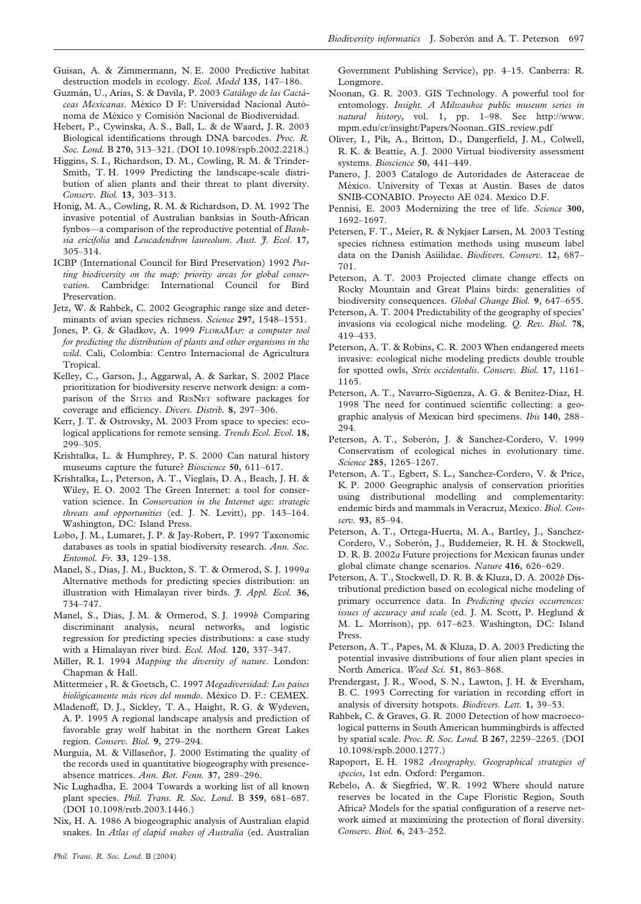Guisan, A. & Zimmermann, N. E. 2000 Predictive habitat destruction models in ecology. *Ecol. Model* **135**, 147–186.

Guzmán, U., Arias, S. & Davila, P. 2003 *Catálogo de las Cactáceas Mexicanas*. México D F: Universidad Nacional Autónoma de México y Comisión Nacional de Biodiversidad.

Hebert, P., Cywinska, A. S., Ball, L. & de Waard, J. R. 2003 Biological identifications through DNA barcodes. *Proc. R. Soc. Lond.* B **270**, 313–321. (DOI 10.1098/rspb.2002.2218.)

Higgins, S. I., Richardson, D. M., Cowling, R. M. & Trinder-Smith, T. H. 1999 Predicting the landscape-scale distribution of alien plants and their threat to plant diversity. *Conserv. Biol.* **13**, 303–313.

Honig, M. A., Cowling, R. M. & Richardson, D. M. 1992 The invasive potential of Australian banksias in South-African fynbos—a comparison of the reproductive potential of *Banksia ericifolia* and *Leucadendron laureolum*. *Aust. J. Ecol.* **17**, 305–314.

ICBP (International Council for Bird Preservation) 1992 *Putting biodiversity on the map: priority areas for global conservation.* Cambridge: International Council for Bird Preservation.

Jetz, W. & Rahbek, C. 2002 Geographic range size and determinants of avian species richness. *Science* **297**, 1548–1551.

Jones, P. G. & Gladkov, A. 1999 *FloraMap: a computer tool for predicting the distribution of plants and other organisms in the wild*. Cali, Colombia: Centro Internacional de Agricultura Tropical.

Kelley, C., Garson, J., Aggarwal, A. & Sarkar, S. 2002 Place prioritization for biodiversity reserve network design: a comparison of the Sites and ResNet software packages for coverage and efficiency. *Divers. Distrib.* **8**, 297–306.

Kerr, J. T. & Ostrovsky, M. 2003 From space to species: ecological applications for remote sensing. *Trends Ecol. Evol.* **18**, 299–305.

Krishtalka, L. & Humphrey, P. S. 2000 Can natural history museums capture the future? *Bioscience* **50**, 611–617.

Krishtalka, L., Peterson, A. T., Vieglais, D. A., Beach, J. H. & Wiley, E. O. 2002 The Green Internet: a tool for conservation science. In *Conservation in the Internet age: strategic threats and opportunities* (ed. J. N. Levitt), pp. 143–164. Washington, DC: Island Press.

Lobo, J. M., Lumaret, J. P. & Jay-Robert, P. 1997 Taxonomic databases as tools in spatial biodiversity research. *Ann. Soc. Entomol. Fr.* **33**, 129–138.

Manel, S., Dias, J. M., Buckton, S. T. & Ormerod, S. J. 1999*a* Alternative methods for predicting species distribution: an illustration with Himalayan river birds. *J. Appl. Ecol.* **36**, 734–747.

Manel, S., Dias, J. M. & Ormerod, S. J. 1999*b* Comparing discriminant analysis, neural networks, and logistic regression for predicting species distributions: a case study with a Himalayan river bird. *Ecol. Mod.* **120**, 337–347.

Miller, R. I. 1994 *Mapping the diversity of nature*. London: Chapman & Hall.

Mittermeier , R. & Goetsch, C. 1997 *Megadiversidad: Los países biológicamente más ricos del mundo*. México D. F.: CEMEX.

Mladenoff, D. J., Sickley, T. A., Haight, R. G. & Wydeven, A. P. 1995 A regional landscape analysis and prediction of favorable gray wolf habitat in the northern Great Lakes region. *Conserv. Biol.* **9**, 279–294.

Murguía, M. & Villaseñor, J. 2000 Estimating the quality of the records used in quantitative biogeography with presence-absence matrices. *Ann. Bot. Fenn.* **37**, 289–296.

Nic Lughadha, E. 2004 Towards a working list of all known plant species. *Phil. Trans. R. Soc. Lond.* B **359**, 681–687. (DOI 10.1098/rstb.2003.1446.)

Nix, H. A. 1986 A biogeographic analysis of Australian elapid snakes. In *Atlas of elapid snakes of Australia* (ed. Australian Government Publishing Service), pp. 4–15. Canberra: R. Longmore.

Noonan, G. R. 2003. GIS Technology. A powerful tool for entomology. *Insight. A Milwaukee public museum series in natural history*, vol. 1, pp. 1–98. See http://www.mpm.edu/cr/insight/Papers/Noonan_GIS_review.pdf

Oliver, I., Pik, A., Britton, D., Dangerfield, J. M., Colwell, R. K. & Beattie, A. J. 2000 Virtual biodiversity assessment systems. *Bioscience* **50**, 441–449.

Panero, J. 2003 Catalogo de Autoridades de Asteraceae de México. University of Texas at Austin. Bases de datos SNIB-CONABIO. Proyecto AE 024. Mexico D.F.

Pennisi, E. 2003 Modernizing the tree of life. *Science* **300**, 1692–1697.

Petersen, F. T., Meier, R. & Nykjaer Larsen, M. 2003 Testing species richness estimation methods using museum label data on the Danish Asiilidae. *Biodivers. Conserv.* **12**, 687–701.

Peterson, A. T. 2003 Projected climate change effects on Rocky Mountain and Great Plains birds: generalities of biodiversity consequences. *Global Change Biol.* **9**, 647–655.

Peterson, A. T. 2004 Predictability of the geography of species' invasions via ecological niche modeling. *Q. Rev. Biol.* **78**, 419–433.

Peterson, A. T. & Robins, C. R. 2003 When endangered meets invasive: ecological niche modeling predicts double trouble for spotted owls, *Strix occidentalis*. *Conserv. Biol.* **17**, 1161–1165.

Peterson, A. T., Navarro-Sigüenza, A. G. & Benitez-Diaz, H. 1998 The need for continued scientific collecting: a geographic analysis of Mexican bird specimens. *Ibis* **140**, 288–294.

Peterson, A. T., Soberón, J. & Sanchez-Cordero, V. 1999 Conservatism of ecological niches in evolutionary time. *Science* **285**, 1265–1267.

Peterson, A. T., Egbert, S. L., Sanchez-Cordero, V. & Price, K. P. 2000 Geographic analysis of conservation priorities using distributional modelling and complementarity: endemic birds and mammals in Veracruz, Mexico. *Biol. Conserv.* **93**, 85–94.

Peterson, A. T., Ortega-Huerta, M. A., Bartley, J., Sanchez-Cordero, V., Soberón, J., Buddemeier, R. H. & Stockwell, D. R. B. 2002*a* Future projections for Mexican faunas under global climate change scenarios. *Nature* **416**, 626–629.

Peterson, A. T., Stockwell, D. R. B. & Kluza, D. A. 2002*b* Distributional prediction based on ecological niche modeling of primary occurrence data. In *Predicting species occurrences: issues of accuracy and scale* (ed. J. M. Scott, P. Heglund & M. L. Morrison), pp. 617–623. Washington, DC: Island Press.

Peterson, A. T., Papes, M. & Kluza, D. A. 2003 Predicting the potential invasive distributions of four alien plant species in North America. *Weed Sci.* **51**, 863–868.

Prendergast, J. R., Wood, S. N., Lawton, J. H. & Eversham, B. C. 1993 Correcting for variation in recording effort in analysis of diversity hotspots. *Biodivers. Lett.* **1**, 39–53.

Rahbek, C. & Graves, G. R. 2000 Detection of how macroecological patterns in South American hummingbirds is affected by spatial scale. *Proc. R. Soc. Lond.* B **267**, 2259–2265. (DOI 10.1098/rspb.2000.1277.)

Rapoport, E. H. 1982 *Areography. Geographical strategies of species*, 1st edn. Oxford: Pergamon.

Rebelo, A. & Siegfried, W. R. 1992 Where should nature reserves be located in the Cape Floristic Region, South Africa? Models for the spatial configuration of a reserve network aimed at maximizing the protection of floral diversity. *Conserv. Biol.* **6**, 243–252.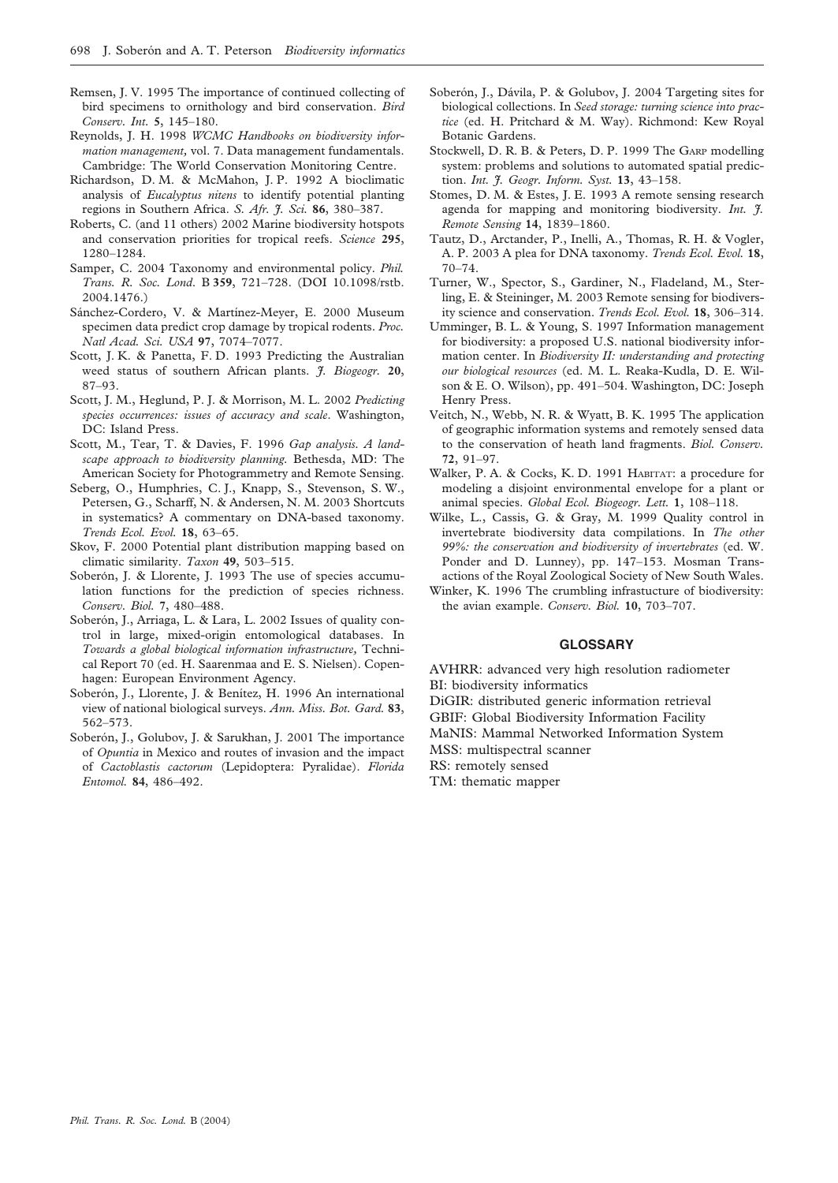Remsen, J. V. 1995 The importance of continued collecting of bird specimens to ornithology and bird conservation. *Bird Conserv. Int.* **5**, 145–180.

Reynolds, J. H. 1998 *WCMC Handbooks on biodiversity information management,* vol. 7. Data management fundamentals. Cambridge: The World Conservation Monitoring Centre.

Richardson, D. M. & McMahon, J. P. 1992 A bioclimatic analysis of *Eucalyptus nitens* to identify potential planting regions in Southern Africa. *S. Afr. J. Sci.* **86**, 380–387.

Roberts, C. (and 11 others) 2002 Marine biodiversity hotspots and conservation priorities for tropical reefs. *Science* **295**, 1280–1284.

Samper, C. 2004 Taxonomy and environmental policy. *Phil. Trans. R. Soc. Lond.* B **359**, 721–728. (DOI 10.1098/rstb.2004.1476.)

Sánchez-Cordero, V. & Martínez-Meyer, E. 2000 Museum specimen data predict crop damage by tropical rodents. *Proc. Natl Acad. Sci. USA* **97**, 7074–7077.

Scott, J. K. & Panetta, F. D. 1993 Predicting the Australian weed status of southern African plants. *J. Biogeogr.* **20**, 87–93.

Scott, J. M., Heglund, P. J. & Morrison, M. L. 2002 *Predicting species occurrences: issues of accuracy and scale*. Washington, DC: Island Press.

Scott, M., Tear, T. & Davies, F. 1996 *Gap analysis. A landscape approach to biodiversity planning.* Bethesda, MD: The American Society for Photogrammetry and Remote Sensing.

Seberg, O., Humphries, C. J., Knapp, S., Stevenson, S. W., Petersen, G., Scharff, N. & Andersen, N. M. 2003 Shortcuts in systematics? A commentary on DNA-based taxonomy. *Trends Ecol. Evol.* **18**, 63–65.

Skov, F. 2000 Potential plant distribution mapping based on climatic similarity. *Taxon* **49**, 503–515.

Soberón, J. & Llorente, J. 1993 The use of species accumulation functions for the prediction of species richness. *Conserv. Biol.* **7**, 480–488.

Soberón, J., Arriaga, L. & Lara, L. 2002 Issues of quality control in large, mixed-origin entomological databases. In *Towards a global biological information infrastructure,* Technical Report 70 (ed. H. Saarenmaa and E. S. Nielsen). Copenhagen: European Environment Agency.

Soberón, J., Llorente, J. & Benítez, H. 1996 An international view of national biological surveys. *Ann. Miss. Bot. Gard.* **83**, 562–573.

Soberón, J., Golubov, J. & Sarukhan, J. 2001 The importance of *Opuntia* in Mexico and routes of invasion and the impact of *Cactoblastis cactorum* (Lepidoptera: Pyralidae). *Florida Entomol.* **84**, 486–492.

Soberón, J., Dávila, P. & Golubov, J. 2004 Targeting sites for biological collections. In *Seed storage: turning science into practice* (ed. H. Pritchard & M. Way). Richmond: Kew Royal Botanic Gardens.

Stockwell, D. R. B. & Peters, D. P. 1999 The GARP modelling system: problems and solutions to automated spatial prediction. *Int. J. Geogr. Inform. Syst.* **13**, 43–158.

Stomes, D. M. & Estes, J. E. 1993 A remote sensing research agenda for mapping and monitoring biodiversity. *Int. J. Remote Sensing* **14**, 1839–1860.

Tautz, D., Arctander, P., Inelli, A., Thomas, R. H. & Vogler, A. P. 2003 A plea for DNA taxonomy. *Trends Ecol. Evol.* **18**, 70–74.

Turner, W., Spector, S., Gardiner, N., Fladeland, M., Sterling, E. & Steininger, M. 2003 Remote sensing for biodiversity science and conservation. *Trends Ecol. Evol.* **18**, 306–314.

Umminger, B. L. & Young, S. 1997 Information management for biodiversity: a proposed U.S. national biodiversity information center. In *Biodiversity II: understanding and protecting our biological resources* (ed. M. L. Reaka-Kudla, D. E. Wilson & E. O. Wilson), pp. 491–504. Washington, DC: Joseph Henry Press.

Veitch, N., Webb, N. R. & Wyatt, B. K. 1995 The application of geographic information systems and remotely sensed data to the conservation of heath land fragments. *Biol. Conserv.* **72**, 91–97.

Walker, P. A. & Cocks, K. D. 1991 HABITAT: a procedure for modeling a disjoint environmental envelope for a plant or animal species. *Global Ecol. Biogeogr. Lett.* **1**, 108–118.

Wilke, L., Cassis, G. & Gray, M. 1999 Quality control in invertebrate biodiversity data compilations. In *The other 99%: the conservation and biodiversity of invertebrates* (ed. W. Ponder and D. Lunney), pp. 147–153. Mosman Transactions of the Royal Zoological Society of New South Wales.

Winker, K. 1996 The crumbling infrastucture of biodiversity: the avian example. *Conserv. Biol.* **10**, 703–707.

## GLOSSARY

AVHRR: advanced very high resolution radiometer
BI: biodiversity informatics
DiGIR: distributed generic information retrieval
GBIF: Global Biodiversity Information Facility
MaNIS: Mammal Networked Information System
MSS: multispectral scanner
RS: remotely sensed
TM: thematic mapper